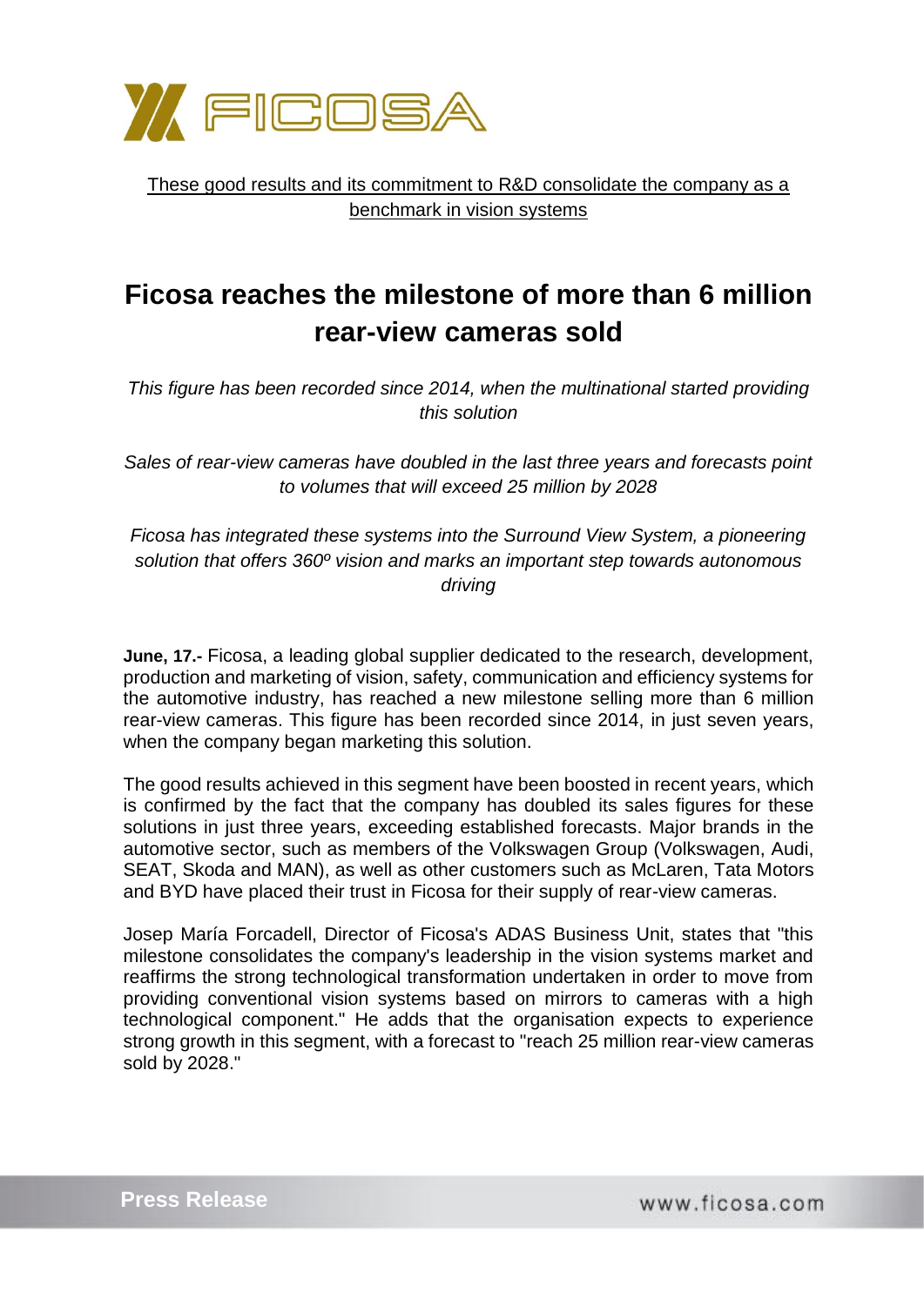These good results and its commitment to R&D consolidate the company as a benchmark in vision systems

# Ficosa reaches the milestone of more than 6 million rear-view cameras sold

*This figure has been recorded since 2014, when the multinational started providing this solution*

*Sales of rear-view cameras have doubled in the last three years and forecasts point to volumes that will exceed 25 million by 2028*

*Ficosa has integrated these systems into the Surround View System, a pioneering solution that offers 360º vision and marks an important step towards autonomous driving*

**June, 17.-** Ficosa, a leading global supplier dedicated to the research, development, production and marketing of vision, safety, communication and efficiency systems for the automotive industry, has reached a new milestone selling more than 6 million rear-view cameras. This figure has been recorded since 2014, in just seven years, when the company began marketing this solution.

The good results achieved in this segment have been boosted in recent years, which is confirmed by the fact that the company has doubled its sales figures for these solutions in just three years, exceeding established forecasts. Major brands in the automotive sector, such as members of the Volkswagen Group (Volkswagen, Audi, SEAT, Skoda and MAN), as well as other customers such as McLaren, Tata Motors and BYD have placed their trust in Ficosa for their supply of rear-view cameras.

Josep María Forcadell, Director of Ficosa's ADAS Business Unit, states that "this milestone consolidates the company's leadership in the vision systems market and reaffirms the strong technological transformation undertaken in order to move from providing conventional vision systems based on mirrors to cameras with a high technological component." He adds that the organisation expects to experience strong growth in this segment, with a forecast to "reach 25 million rear-view cameras sold by 2028."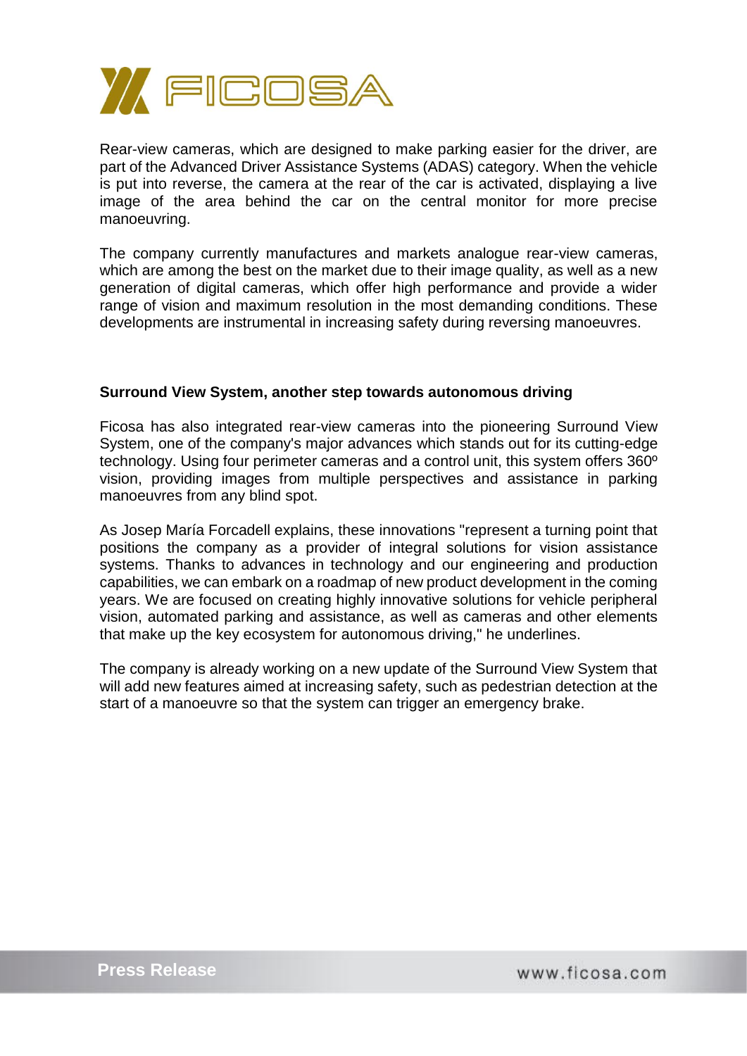Rear-view cameras, which are designed to make parking easier for the driver, are part of the Advanced Driver Assistance Systems (ADAS) category. When the vehicle is put into reverse, the camera at the rear of the car is activated, displaying a live image of the area behind the car on the central monitor for more precise manoeuvring.

The company currently manufactures and markets analogue rear-view cameras, which are among the best on the market due to their image quality, as well as a new generation of digital cameras, which offer high performance and provide a wider range of vision and maximum resolution in the most demanding conditions. These developments are instrumental in increasing safety during reversing manoeuvres.

**Surround View System, another step towards autonomous driving**

Ficosa has also integrated rear-view cameras into the pioneering Surround View System, one of the company's major advances which stands out for its cutting-edge technology. Using four perimeter cameras and a control unit, this system offers 360º vision, providing images from multiple perspectives and assistance in parking manoeuvres from any blind spot.

As Josep María Forcadell explains, these innovations "represent a turning point that positions the company as a provider of integral solutions for vision assistance systems. Thanks to advances in technology and our engineering and production capabilities, we can embark on a roadmap of new product development in the coming years. We are focused on creating highly innovative solutions for vehicle peripheral vision, automated parking and assistance, as well as cameras and other elements that make up the key ecosystem for autonomous driving," he underlines.

The company is already working on a new update of the Surround View System that will add new features aimed at increasing safety, such as pedestrian detection at the start of a manoeuvre so that the system can trigger an emergency brake.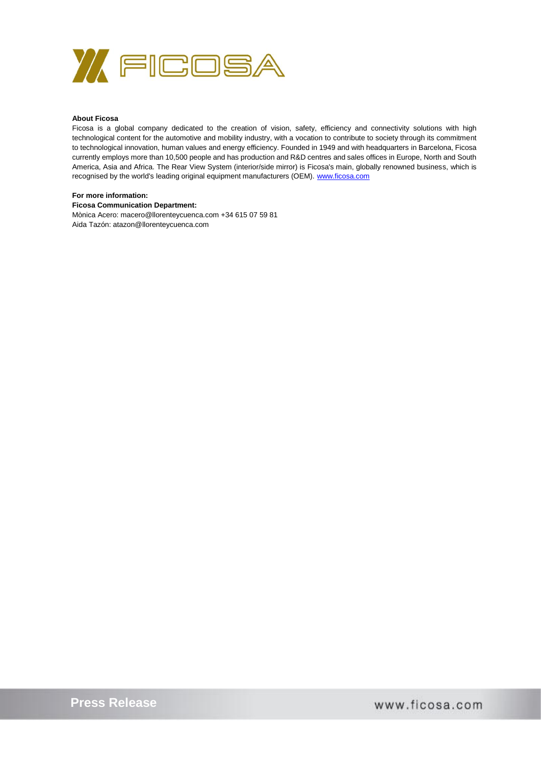**About Ficosa**

Ficosa is a global company dedicated to the creation of vision, safety, efficiency and connectivity solutions with high technological content for the automotive and mobility industry, with a vocation to contribute to society through its commitment to technological innovation, human values and energy efficiency. Founded in 1949 and with headquarters in Barcelona, Ficosa currently employs more than 10,500 people and has production and R&D centres and sales offices in Europe, North and South America, Asia and Africa. The Rear View System (interior/side mirror) is Ficosa's main, globally renowned business, which is recognised by the world's leading original equipment manufacturers (OEM). www.ficosa.com

**For more information:**
**Ficosa Communication Department:**
Mònica Acero: macero@llorenteycuenca.com +34 615 07 59 81
Aida Tazón: atazon@llorenteycuenca.com